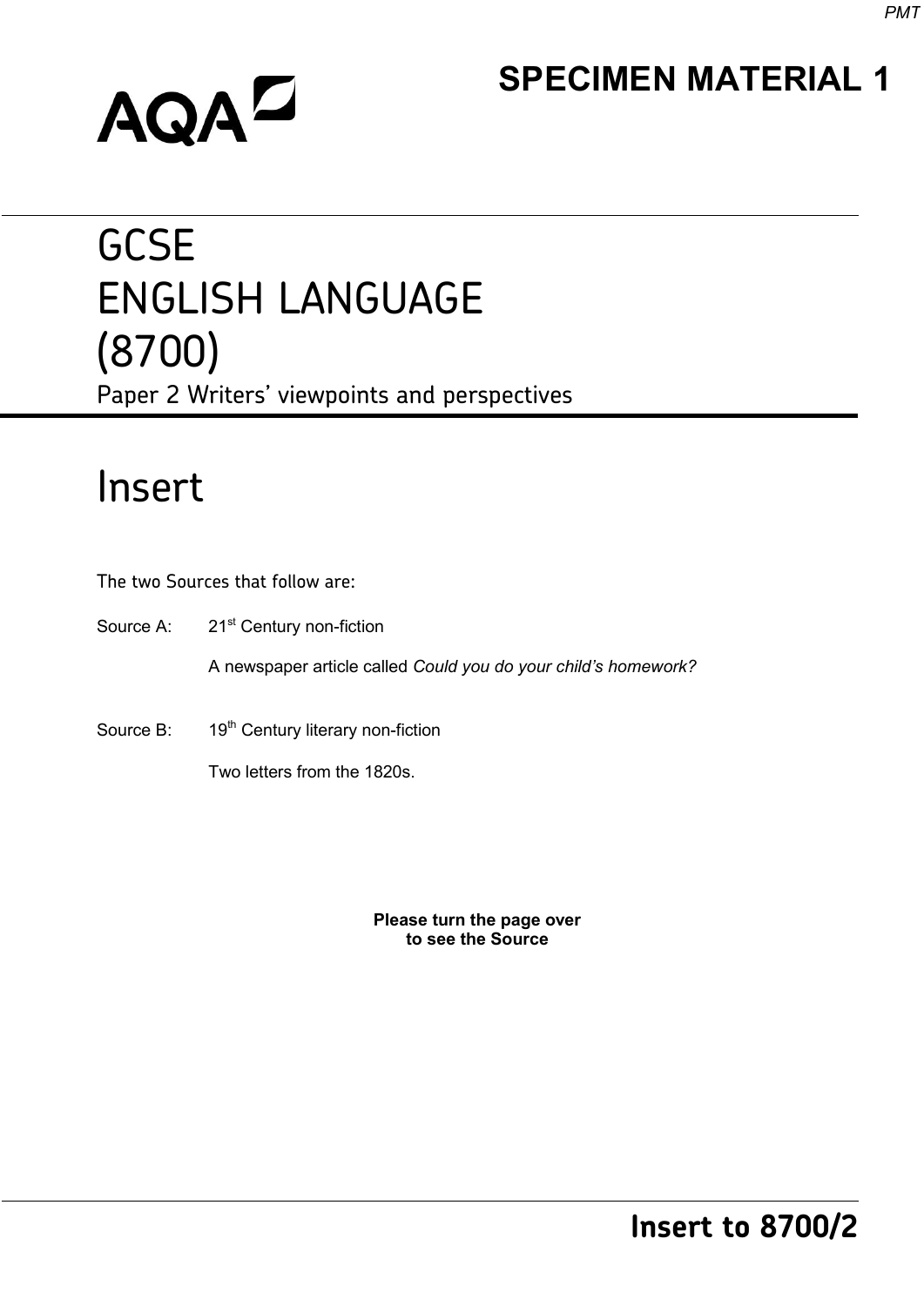**SPECIMEN MATERIAL 1**

AQA

# GCSE
# ENGLISH LANGUAGE
# (8700)

Paper 2 Writers' viewpoints and perspectives

## Insert

The two Sources that follow are:

Source A: 21st Century non-fiction

A newspaper article called *Could you do your child's homework?*

Source B: 19th Century literary non-fiction

Two letters from the 1820s.

**Please turn the page over to see the Source**

**Insert to 8700/2**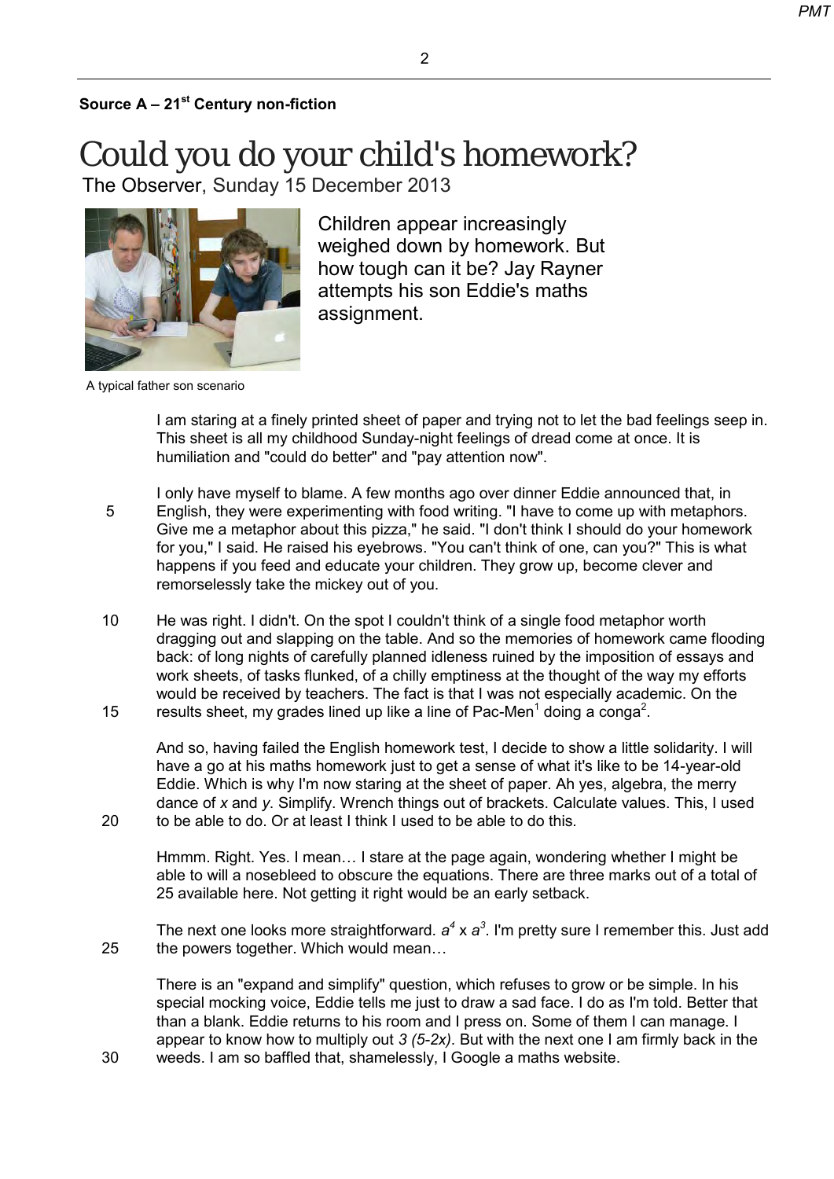**Source A – 21st Century non-fiction**

# Could you do your child's homework?

The Observer, Sunday 15 December 2013

Children appear increasingly weighed down by homework. But how tough can it be? Jay Rayner attempts his son Eddie's maths assignment.

A typical father son scenario

I am staring at a finely printed sheet of paper and trying not to let the bad feelings seep in. This sheet is all my childhood Sunday-night feelings of dread come at once. It is humiliation and "could do better" and "pay attention now".

I only have myself to blame. A few months ago over dinner Eddie announced that, in English, they were experimenting with food writing. "I have to come up with metaphors. Give me a metaphor about this pizza," he said. "I don't think I should do your homework for you," I said. He raised his eyebrows. "You can't think of one, can you?" This is what happens if you feed and educate your children. They grow up, become clever and remorselessly take the mickey out of you.

He was right. I didn't. On the spot I couldn't think of a single food metaphor worth dragging out and slapping on the table. And so the memories of homework came flooding back: of long nights of carefully planned idleness ruined by the imposition of essays and work sheets, of tasks flunked, of a chilly emptiness at the thought of the way my efforts would be received by teachers. The fact is that I was not especially academic. On the results sheet, my grades lined up like a line of Pac-Men[1] doing a conga[2].

And so, having failed the English homework test, I decide to show a little solidarity. I will have a go at his maths homework just to get a sense of what it's like to be 14-year-old Eddie. Which is why I'm now staring at the sheet of paper. Ah yes, algebra, the merry dance of *x* and *y*. Simplify. Wrench things out of brackets. Calculate values. This, I used to be able to do. Or at least I think I used to be able to do this.

Hmmm. Right. Yes. I mean… I stare at the page again, wondering whether I might be able to will a nosebleed to obscure the equations. There are three marks out of a total of 25 available here. Not getting it right would be an early setback.

The next one looks more straightforward. $a^4 \times a^3$. I'm pretty sure I remember this. Just add the powers together. Which would mean…

There is an "expand and simplify" question, which refuses to grow or be simple. In his special mocking voice, Eddie tells me just to draw a sad face. I do as I'm told. Better that than a blank. Eddie returns to his room and I press on. Some of them I can manage. I appear to know how to multiply out $3(5-2x)$. But with the next one I am firmly back in the weeds. I am so baffled that, shamelessly, I Google a maths website.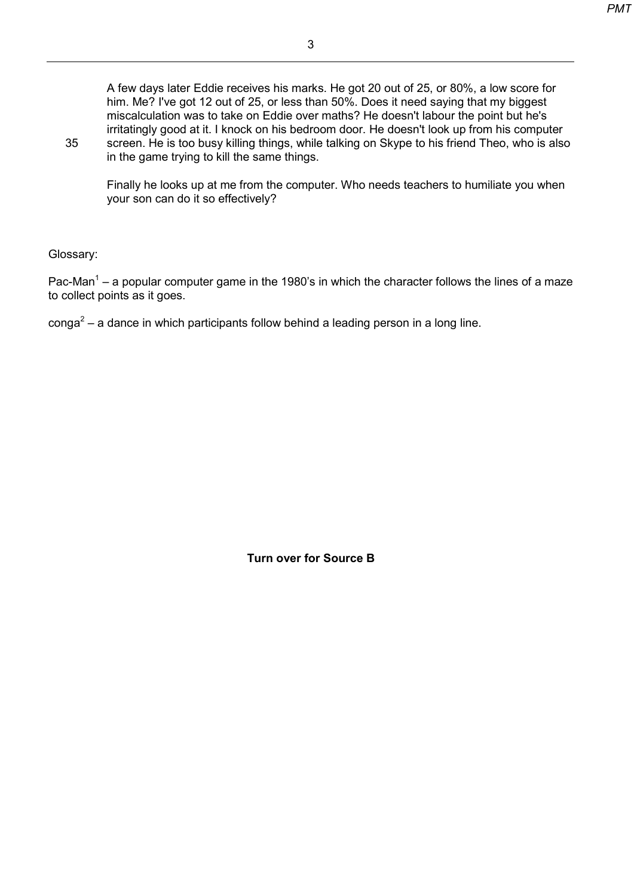A few days later Eddie receives his marks. He got 20 out of 25, or 80%, a low score for him. Me? I've got 12 out of 25, or less than 50%. Does it need saying that my biggest miscalculation was to take on Eddie over maths? He doesn't labour the point but he's irritatingly good at it. I knock on his bedroom door. He doesn't look up from his computer screen. He is too busy killing things, while talking on Skype to his friend Theo, who is also in the game trying to kill the same things.

Finally he looks up at me from the computer. Who needs teachers to humiliate you when your son can do it so effectively?

Glossary:

Pac-Man[1] – a popular computer game in the 1980's in which the character follows the lines of a maze to collect points as it goes.

conga[2] – a dance in which participants follow behind a leading person in a long line.

**Turn over for Source B**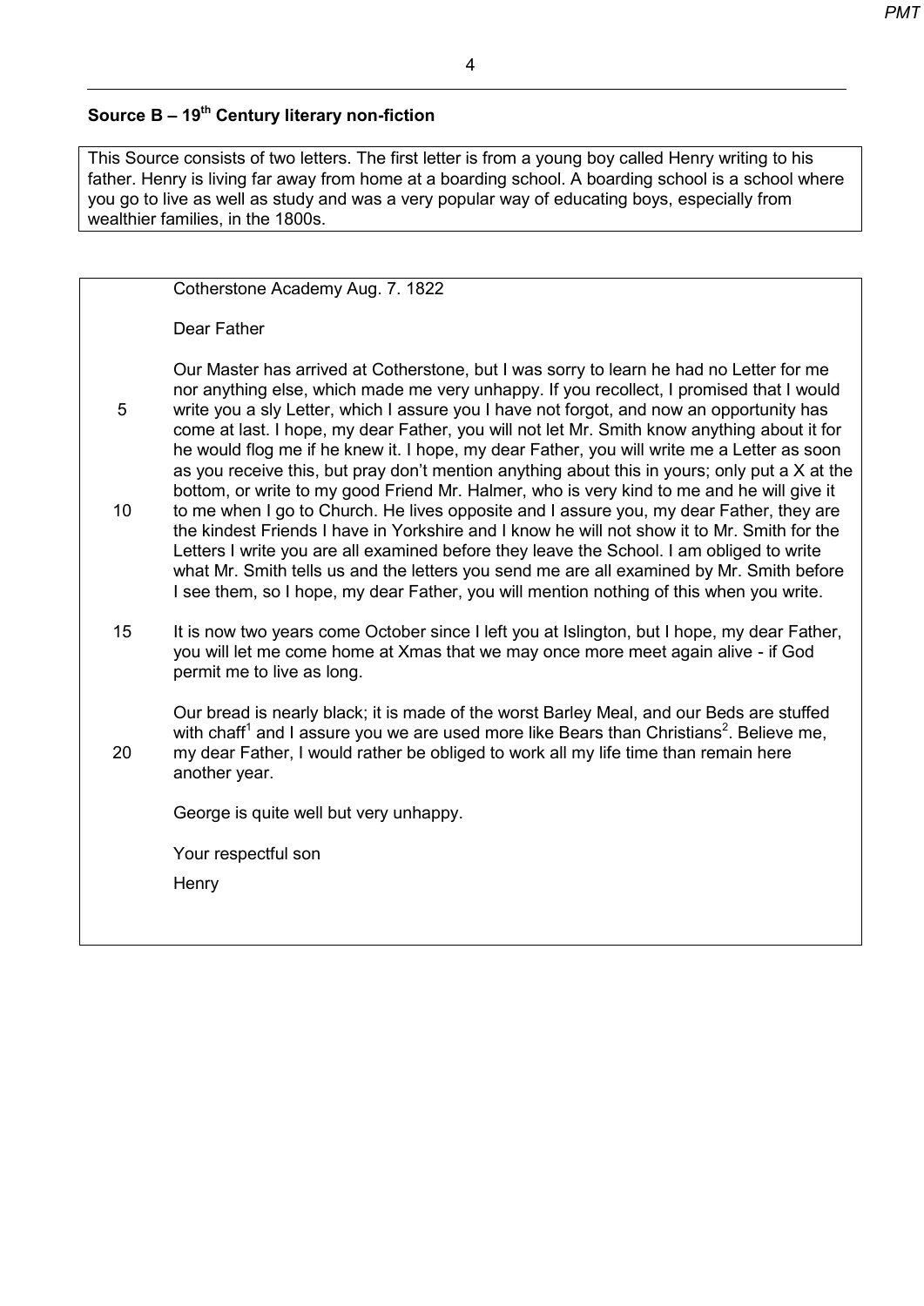## Source B – 19th Century literary non-fiction

This Source consists of two letters. The first letter is from a young boy called Henry writing to his father. Henry is living far away from home at a boarding school. A boarding school is a school where you go to live as well as study and was a very popular way of educating boys, especially from wealthier families, in the 1800s.

Cotherstone Academy Aug. 7. 1822

Dear Father

Our Master has arrived at Cotherstone, but I was sorry to learn he had no Letter for me nor anything else, which made me very unhappy. If you recollect, I promised that I would write you a sly Letter, which I assure you I have not forgot, and now an opportunity has come at last. I hope, my dear Father, you will not let Mr. Smith know anything about it for he would flog me if he knew it. I hope, my dear Father, you will write me a Letter as soon as you receive this, but pray don't mention anything about this in yours; only put a X at the bottom, or write to my good Friend Mr. Halmer, who is very kind to me and he will give it to me when I go to Church. He lives opposite and I assure you, my dear Father, they are the kindest Friends I have in Yorkshire and I know he will not show it to Mr. Smith for the Letters I write you are all examined before they leave the School. I am obliged to write what Mr. Smith tells us and the letters you send me are all examined by Mr. Smith before I see them, so I hope, my dear Father, you will mention nothing of this when you write.

It is now two years come October since I left you at Islington, but I hope, my dear Father, you will let me come home at Xmas that we may once more meet again alive - if God permit me to live as long.

Our bread is nearly black; it is made of the worst Barley Meal, and our Beds are stuffed with chaff[1] and I assure you we are used more like Bears than Christians[2]. Believe me, my dear Father, I would rather be obliged to work all my life time than remain here another year.

George is quite well but very unhappy.

Your respectful son

Henry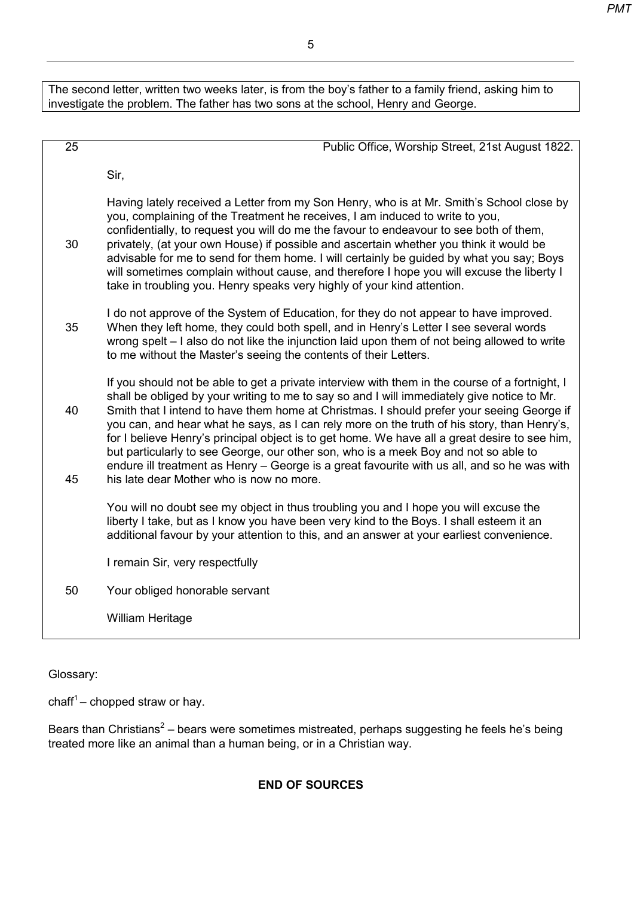The second letter, written two weeks later, is from the boy's father to a family friend, asking him to investigate the problem. The father has two sons at the school, Henry and George.

25 Public Office, Worship Street, 21st August 1822.

Sir,

Having lately received a Letter from my Son Henry, who is at Mr. Smith's School close by you, complaining of the Treatment he receives, I am induced to write to you, confidentially, to request you will do me the favour to endeavour to see both of them,
30 privately, (at your own House) if possible and ascertain whether you think it would be advisable for me to send for them home. I will certainly be guided by what you say; Boys will sometimes complain without cause, and therefore I hope you will excuse the liberty I take in troubling you. Henry speaks very highly of your kind attention.

I do not approve of the System of Education, for they do not appear to have improved.
35 When they left home, they could both spell, and in Henry's Letter I see several words wrong spelt – I also do not like the injunction laid upon them of not being allowed to write to me without the Master's seeing the contents of their Letters.

If you should not be able to get a private interview with them in the course of a fortnight, I shall be obliged by your writing to me to say so and I will immediately give notice to Mr.
40 Smith that I intend to have them home at Christmas. I should prefer your seeing George if you can, and hear what he says, as I can rely more on the truth of his story, than Henry's, for I believe Henry's principal object is to get home. We have all a great desire to see him, but particularly to see George, our other son, who is a meek Boy and not so able to endure ill treatment as Henry – George is a great favourite with us all, and so he was with
45 his late dear Mother who is now no more.

You will no doubt see my object in thus troubling you and I hope you will excuse the liberty I take, but as I know you have been very kind to the Boys. I shall esteem it an additional favour by your attention to this, and an answer at your earliest convenience.

I remain Sir, very respectfully

50 Your obliged honorable servant

William Heritage

Glossary:

chaff[1] – chopped straw or hay.

Bears than Christians[2] – bears were sometimes mistreated, perhaps suggesting he feels he's being treated more like an animal than a human being, or in a Christian way.

**END OF SOURCES**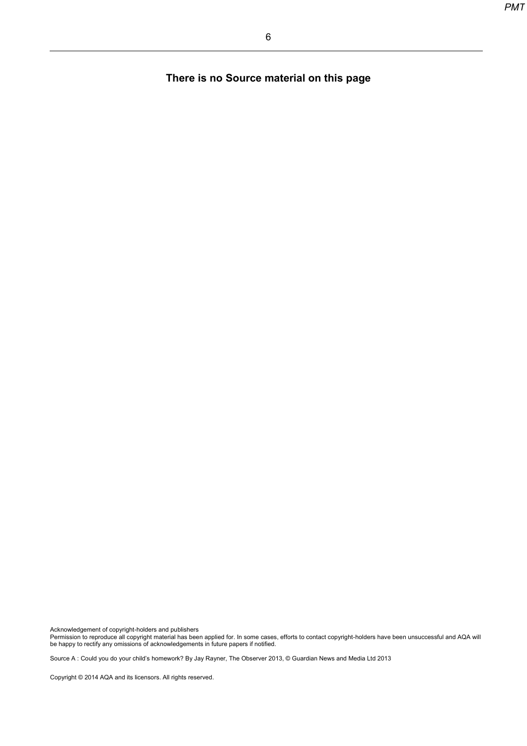**There is no Source material on this page**

Acknowledgement of copyright-holders and publishers
Permission to reproduce all copyright material has been applied for. In some cases, efforts to contact copyright-holders have been unsuccessful and AQA will be happy to rectify any omissions of acknowledgements in future papers if notified.

Source A : Could you do your child's homework? By Jay Rayner, The Observer 2013, © Guardian News and Media Ltd 2013

Copyright © 2014 AQA and its licensors. All rights reserved.